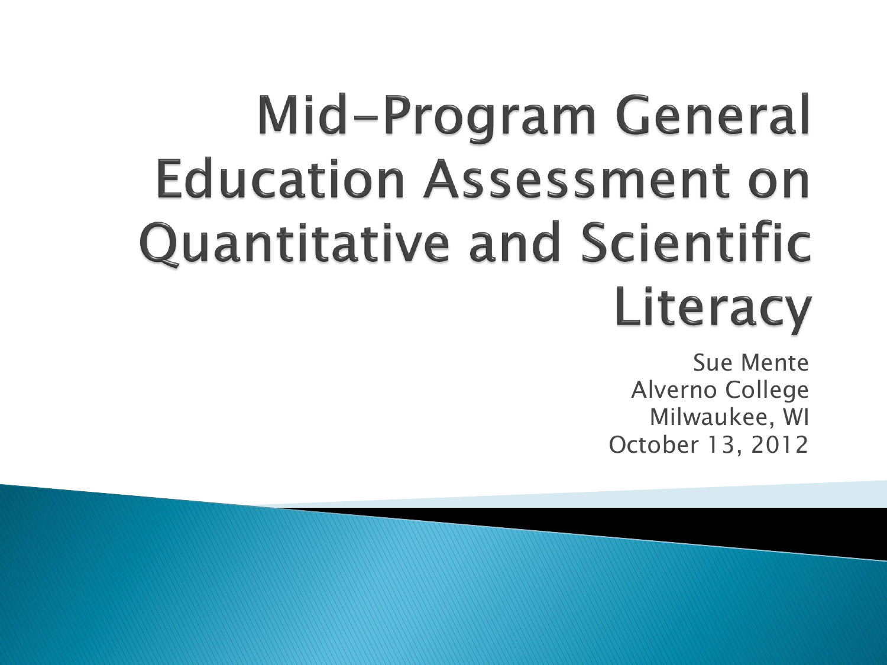# Mid-Program General Education Assessment on Quantitative and Scientific Literacy

Sue Mente
Alverno College
Milwaukee, WI
October 13, 2012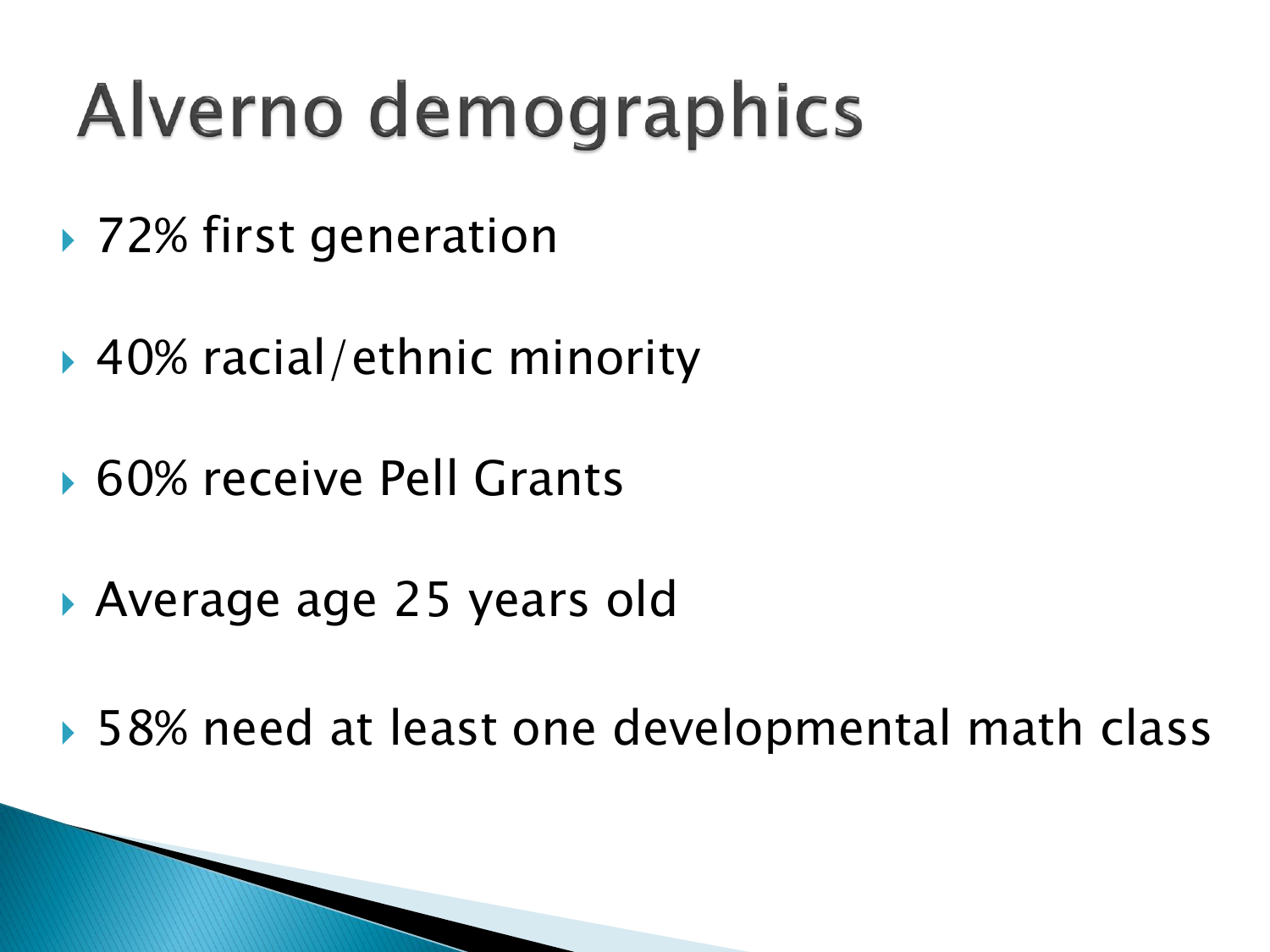# Alverno demographics

- 72% first generation
- 40% racial/ethnic minority
- 60% receive Pell Grants
- Average age 25 years old
- 58% need at least one developmental math class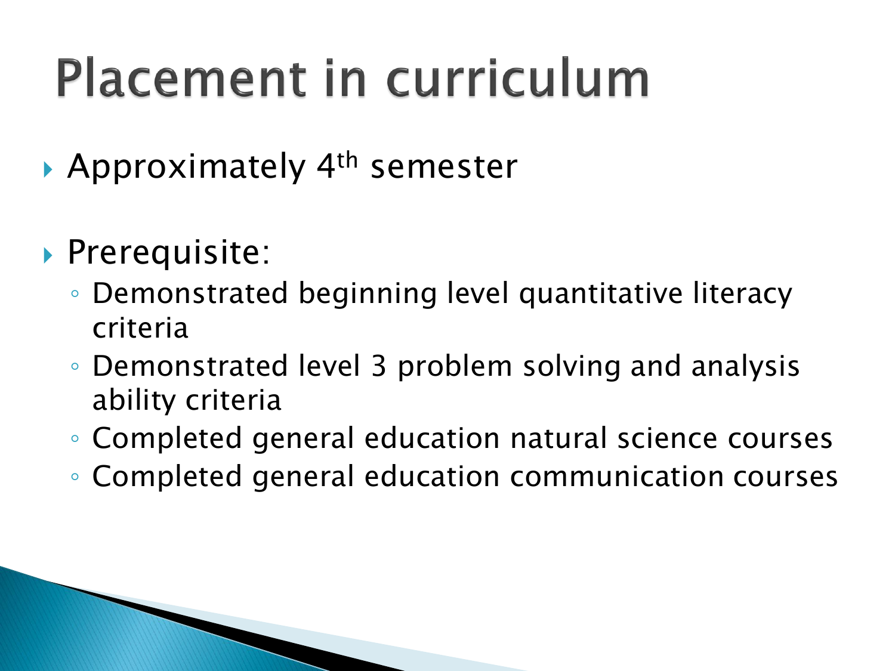# Placement in curriculum

- Approximately 4th semester

- Prerequisite:
  - Demonstrated beginning level quantitative literacy criteria
  - Demonstrated level 3 problem solving and analysis ability criteria
  - Completed general education natural science courses
  - Completed general education communication courses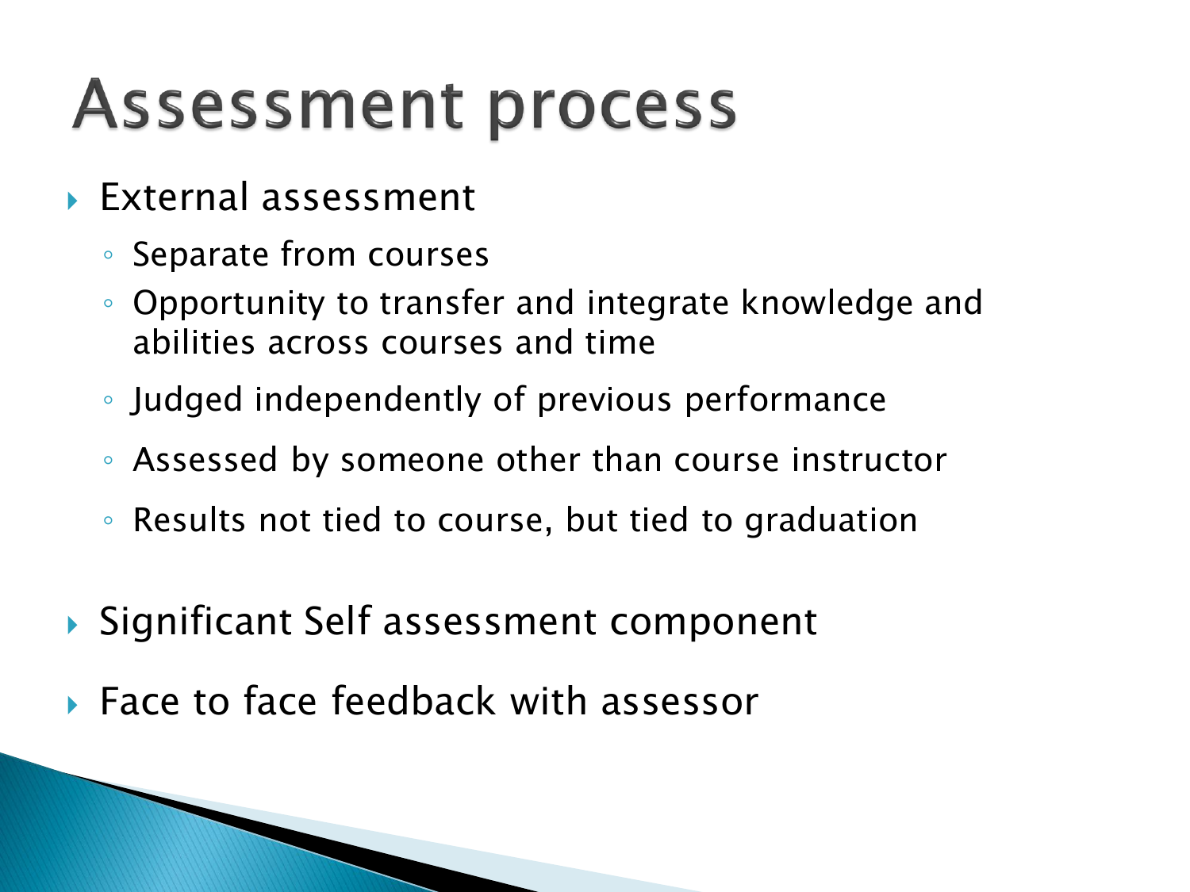# Assessment process

- External assessment
  - Separate from courses
  - Opportunity to transfer and integrate knowledge and abilities across courses and time
  - Judged independently of previous performance
  - Assessed by someone other than course instructor
  - Results not tied to course, but tied to graduation
- Significant Self assessment component
- Face to face feedback with assessor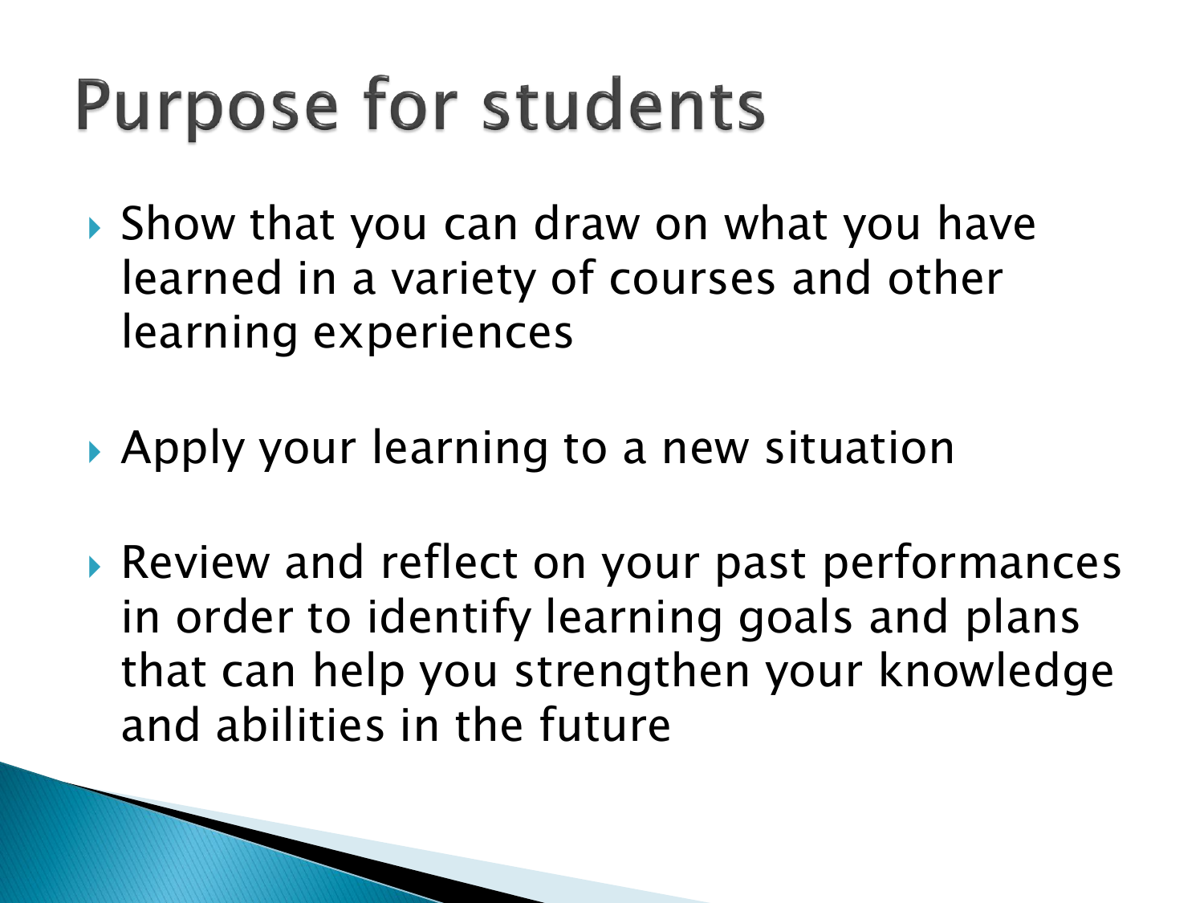# Purpose for students

- Show that you can draw on what you have learned in a variety of courses and other learning experiences
- Apply your learning to a new situation
- Review and reflect on your past performances in order to identify learning goals and plans that can help you strengthen your knowledge and abilities in the future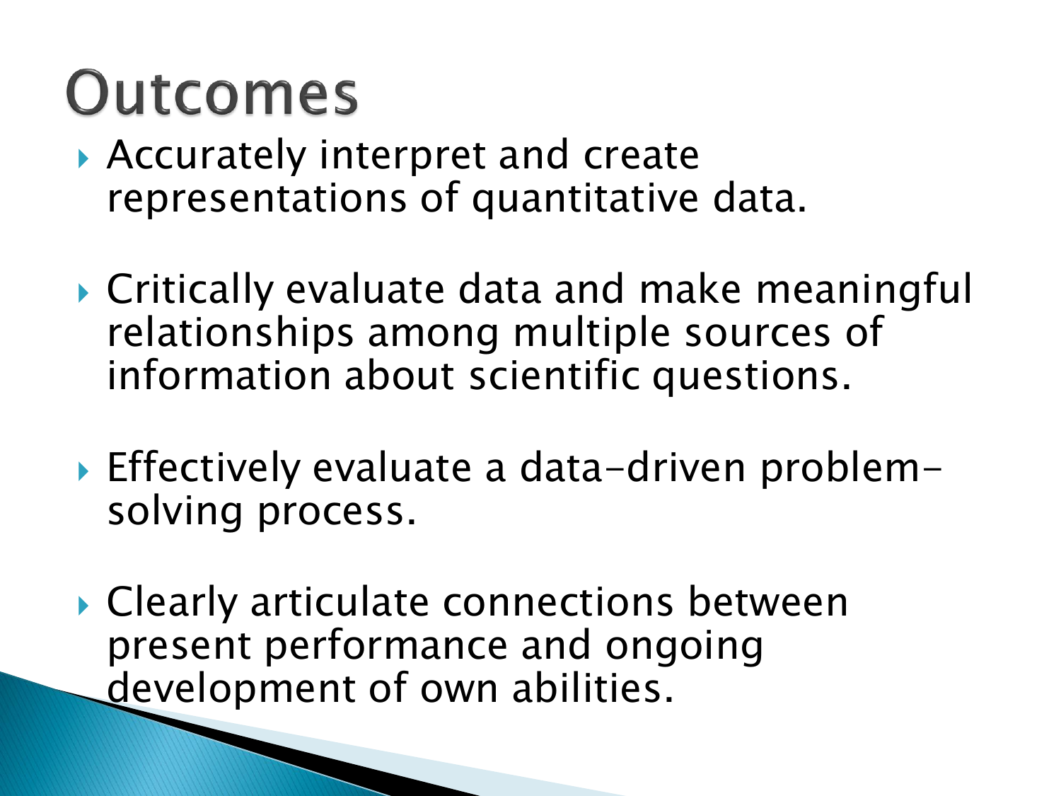# Outcomes

- Accurately interpret and create representations of quantitative data.
- Critically evaluate data and make meaningful relationships among multiple sources of information about scientific questions.
- Effectively evaluate a data-driven problem-solving process.
- Clearly articulate connections between present performance and ongoing development of own abilities.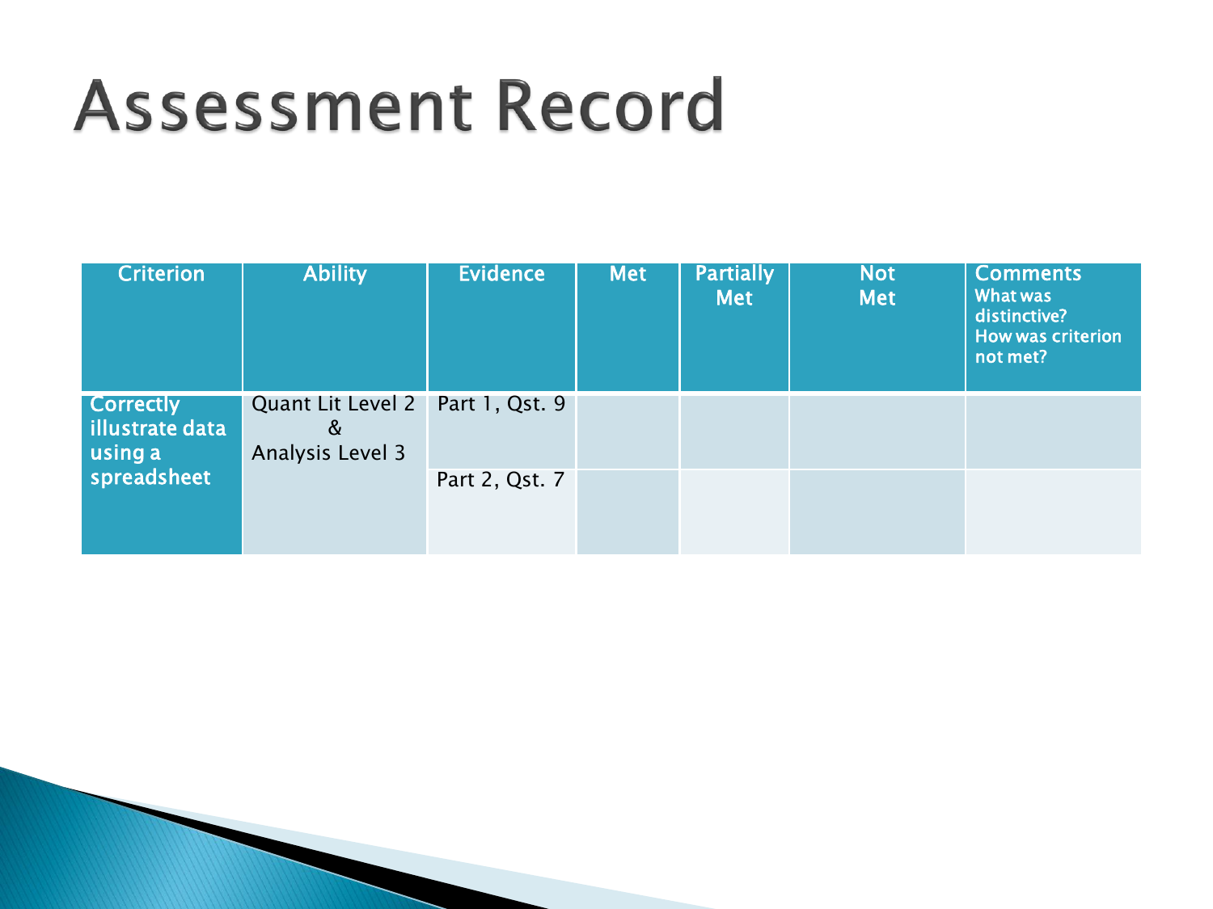# Assessment Record

| Criterion | Ability | Evidence | Met | Partially Met | Not Met | Comments<br>What was distinctive?<br>How was criterion not met? |
|---|---|---|---|---|---|---|
| Correctly illustrate data using a spreadsheet | Quant Lit Level 2 & Analysis Level 3 | Part 1, Qst. 9 | | | | |
| | | Part 2, Qst. 7 | | | | |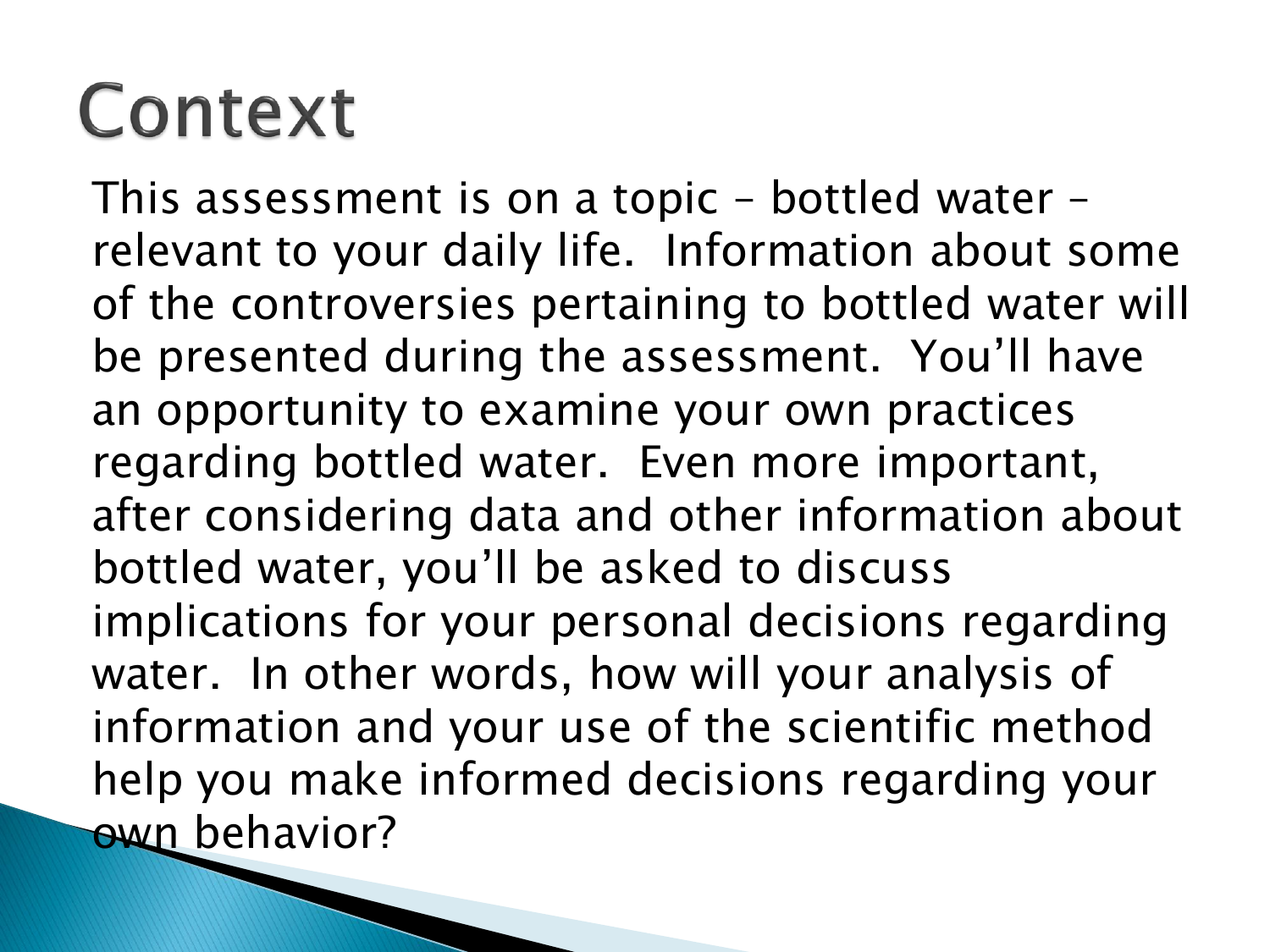# Context

This assessment is on a topic – bottled water – relevant to your daily life. Information about some of the controversies pertaining to bottled water will be presented during the assessment. You'll have an opportunity to examine your own practices regarding bottled water. Even more important, after considering data and other information about bottled water, you'll be asked to discuss implications for your personal decisions regarding water. In other words, how will your analysis of information and your use of the scientific method help you make informed decisions regarding your own behavior?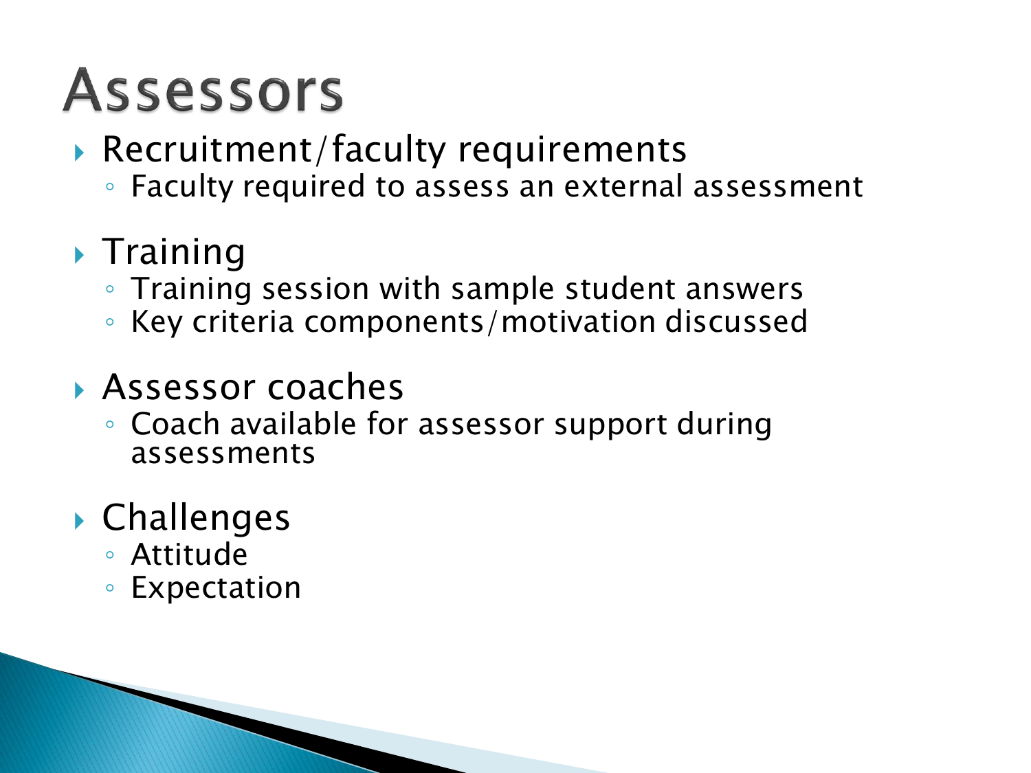# Assessors

- Recruitment/faculty requirements
  - Faculty required to assess an external assessment
- Training
  - Training session with sample student answers
  - Key criteria components/motivation discussed
- Assessor coaches
  - Coach available for assessor support during assessments
- Challenges
  - Attitude
  - Expectation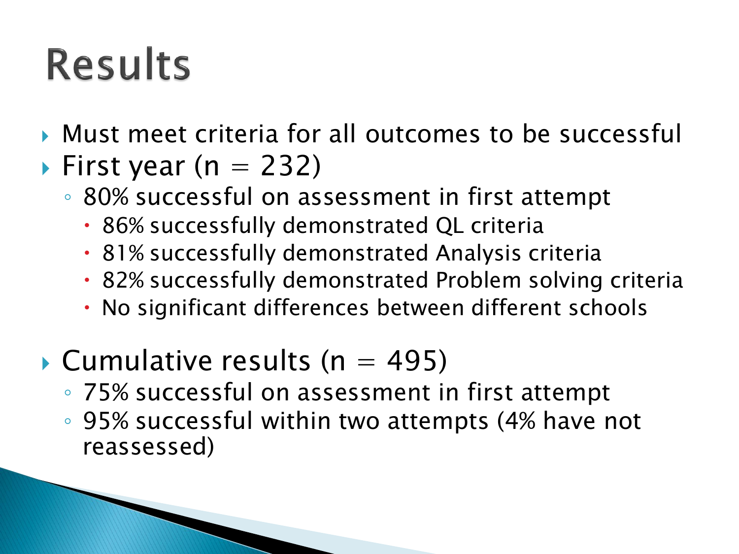# Results

- Must meet criteria for all outcomes to be successful
- First year (n = 232)
  - 80% successful on assessment in first attempt
    - 86% successfully demonstrated QL criteria
    - 81% successfully demonstrated Analysis criteria
    - 82% successfully demonstrated Problem solving criteria
    - No significant differences between different schools
- Cumulative results (n = 495)
  - 75% successful on assessment in first attempt
  - 95% successful within two attempts (4% have not reassessed)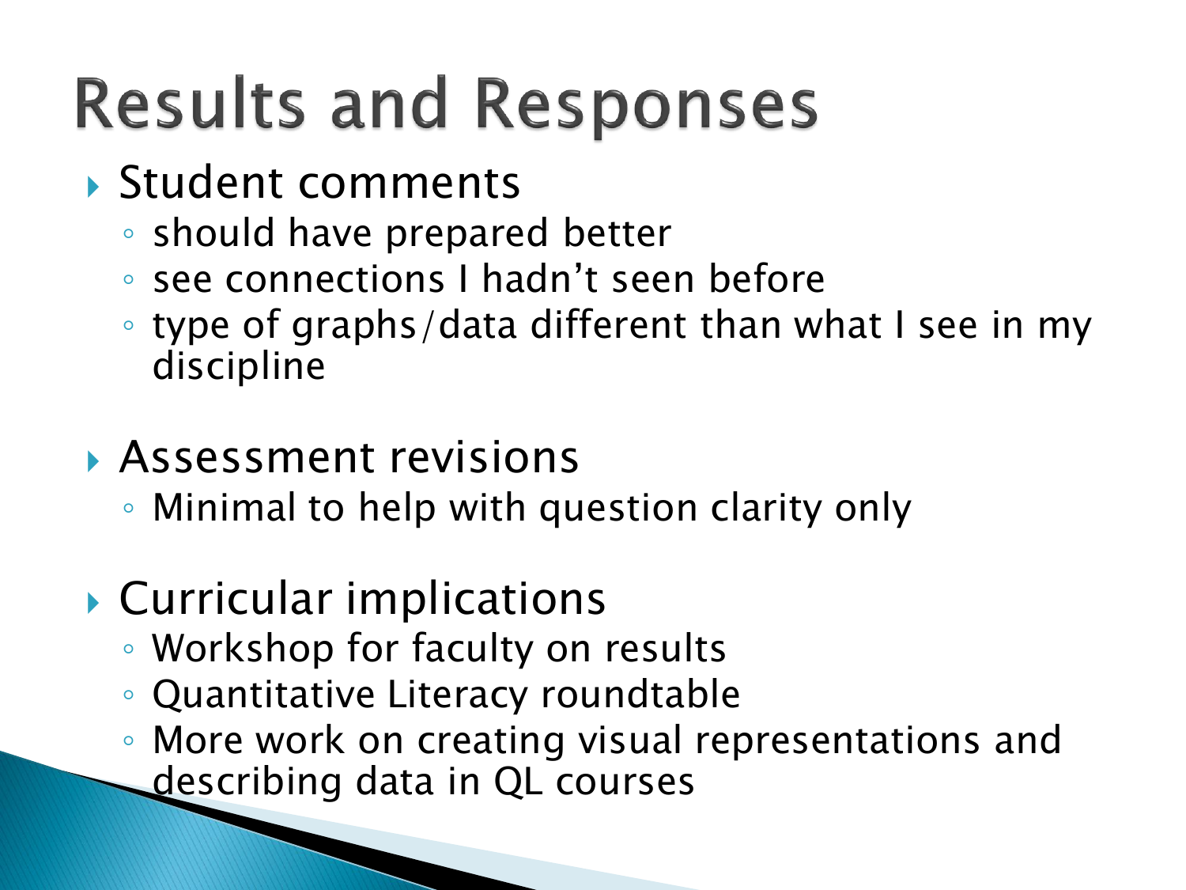# Results and Responses

- Student comments
  - should have prepared better
  - see connections I hadn't seen before
  - type of graphs/data different than what I see in my discipline

- Assessment revisions
  - Minimal to help with question clarity only

- Curricular implications
  - Workshop for faculty on results
  - Quantitative Literacy roundtable
  - More work on creating visual representations and describing data in QL courses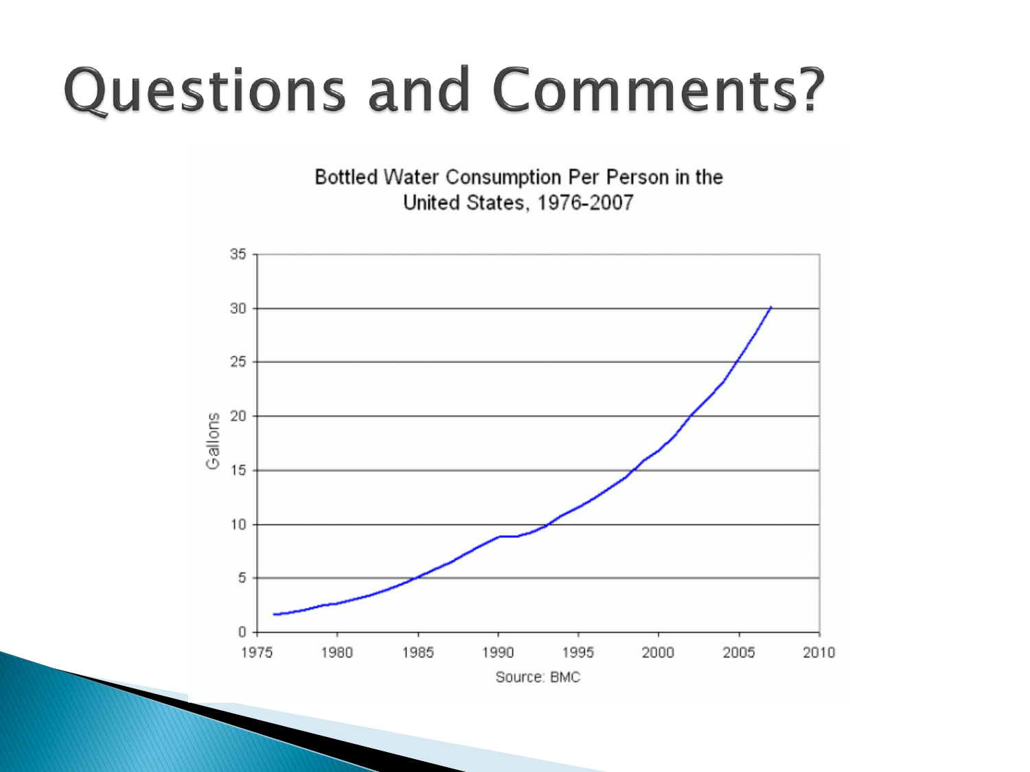# Questions and Comments?

Bottled Water Consumption Per Person in the United States, 1976-2007

Gallons

35
30
25
20
15
10
5
0

1975 1980 1985 1990 1995 2000 2005 2010

Source: BMC